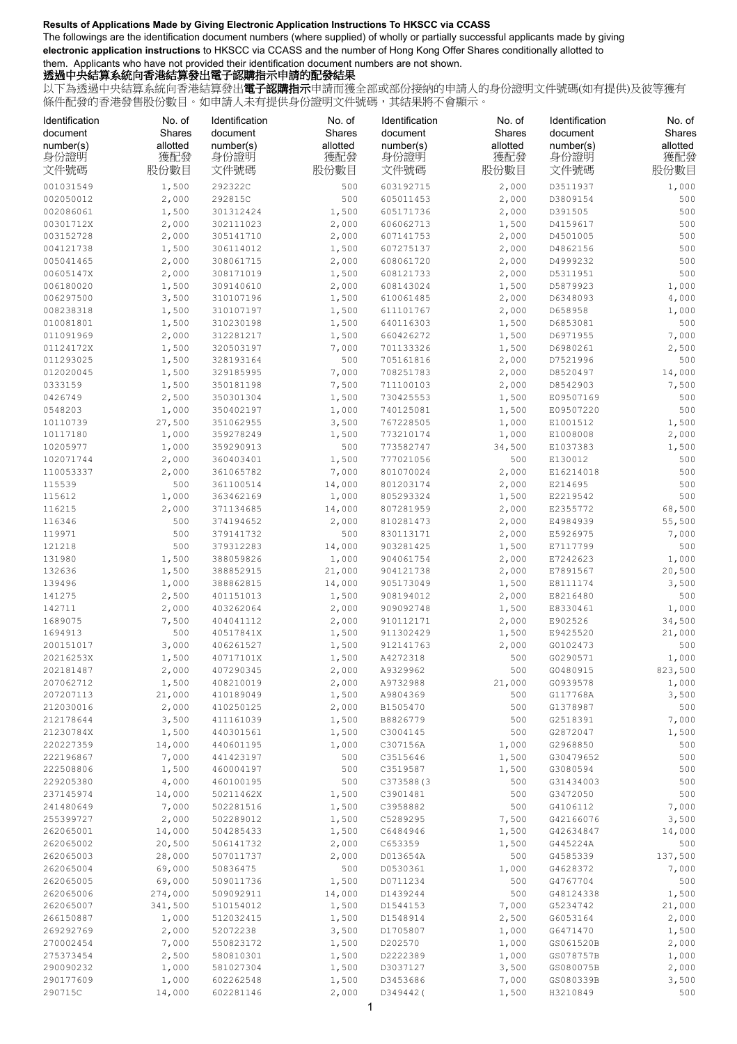**Results of Applications Made by Giving Electronic Application Instructions To HKSCC via CCASS**

The followings are the identification document numbers (where supplied) of wholly or partially successful applicants made by giving **electronic application instructions** to HKSCC via CCASS and the number of Hong Kong Offer Shares conditionally allotted to them. Applicants who have not provided their identification document numbers are not shown.

**透過中央結算系統向香港結算發出電子認購指示申請的配發結果**

以下為透過中央結算系統向香港結算發出**電子認購指示**申請而獲全部或部份接納的申請人的身份證明文件號碼(如有提供)及彼等獲有條件配發的香港發售股份數目。如申請人未有提供身份證明文件號碼，其結果將不會顯示。

| Identification document number(s) 身份證明文件號碼 | No. of Shares allotted 獲配發股份數目 | Identification document number(s) 身份證明文件號碼 | No. of Shares allotted 獲配發股份數目 | Identification document number(s) 身份證明文件號碼 | No. of Shares allotted 獲配發股份數目 | Identification document number(s) 身份證明文件號碼 | No. of Shares allotted 獲配發股份數目 |
|---|---|---|---|---|---|---|---|
| 001031549 | 1,500 | 292322C | 500 | 603192715 | 2,000 | D3511937 | 1,000 |
| 002050012 | 2,000 | 292815C | 500 | 605011453 | 2,000 | D3809154 | 500 |
| 002086061 | 1,500 | 301312424 | 1,500 | 605171736 | 2,000 | D391505 | 500 |
| 00301712X | 2,000 | 302111023 | 2,000 | 606062713 | 1,500 | D4159617 | 500 |
| 003152728 | 2,000 | 305141710 | 2,000 | 607141753 | 2,000 | D4501005 | 500 |
| 004121738 | 1,500 | 306114012 | 1,500 | 607275137 | 2,000 | D4862156 | 500 |
| 005041465 | 2,000 | 308061715 | 2,000 | 608061720 | 2,000 | D4999232 | 500 |
| 00605147X | 2,000 | 308171019 | 1,500 | 608121733 | 2,000 | D5311951 | 500 |
| 006180020 | 1,500 | 309140610 | 2,000 | 608143024 | 1,500 | D5879923 | 1,000 |
| 006297500 | 3,500 | 310107196 | 1,500 | 610061485 | 2,000 | D6348093 | 4,000 |
| 008238318 | 1,500 | 310107197 | 1,500 | 611101767 | 2,000 | D658958 | 1,000 |
| 010081801 | 1,500 | 310230198 | 1,500 | 640116303 | 1,500 | D6853081 | 500 |
| 011091969 | 2,000 | 312281217 | 1,500 | 660426272 | 1,500 | D6971955 | 7,000 |
| 01124172X | 2,000 | 320503197 | 7,000 | 701133326 | 1,500 | D6980261 | 2,500 |
| 011293025 | 1,500 | 328193164 | 500 | 705161816 | 2,000 | D7521996 | 500 |
| 012020045 | 1,500 | 329185995 | 7,000 | 708251783 | 2,000 | D8520497 | 14,000 |
| 0333159 | 1,500 | 350181198 | 7,500 | 711100103 | 2,000 | D8542903 | 7,500 |
| 0426749 | 2,500 | 350301304 | 1,500 | 730425553 | 1,500 | E09507169 | 500 |
| 0548203 | 1,000 | 350402197 | 1,000 | 740125081 | 1,500 | E09507220 | 500 |
| 10110739 | 27,500 | 351062955 | 3,500 | 767228505 | 1,000 | E1001512 | 1,500 |
| 10117180 | 1,000 | 359278249 | 1,500 | 773210174 | 1,000 | E1008008 | 2,000 |
| 10205977 | 1,000 | 359290913 | 500 | 773582747 | 34,500 | E1037383 | 1,500 |
| 102071744 | 2,000 | 360403401 | 1,500 | 777021056 | 500 | E130012 | 500 |
| 110053337 | 2,000 | 361065782 | 7,000 | 801070024 | 2,000 | E16214018 | 500 |
| 115539 | 500 | 361100514 | 14,000 | 801203174 | 2,000 | E214695 | 500 |
| 115612 | 1,000 | 363462169 | 1,000 | 805293324 | 1,500 | E2219542 | 500 |
| 116215 | 2,000 | 371134685 | 14,000 | 807281959 | 2,000 | E2355772 | 68,500 |
| 116346 | 500 | 374194652 | 2,000 | 810281473 | 2,000 | E4984939 | 55,500 |
| 119971 | 500 | 379141732 | 500 | 830113171 | 2,000 | E5926975 | 7,000 |
| 121218 | 500 | 379312283 | 14,000 | 903281425 | 1,500 | E7117799 | 500 |
| 131980 | 1,500 | 388059826 | 1,000 | 904061754 | 2,000 | E7242623 | 1,000 |
| 132636 | 1,500 | 388852915 | 21,000 | 904121738 | 2,000 | E7891567 | 20,500 |
| 139496 | 1,000 | 388862815 | 14,000 | 905173049 | 1,500 | E8111174 | 3,500 |
| 141275 | 2,500 | 401151013 | 1,500 | 908194012 | 2,000 | E8216480 | 500 |
| 142711 | 2,000 | 403262064 | 2,000 | 909092748 | 1,500 | E8330461 | 1,000 |
| 1689075 | 7,500 | 404041112 | 2,000 | 910112171 | 2,000 | E902526 | 34,500 |
| 1694913 | 500 | 40517841X | 1,500 | 911302429 | 1,500 | E9425520 | 21,000 |
| 200151017 | 3,000 | 406261527 | 1,500 | 912141763 | 2,000 | G0102473 | 500 |
| 20216253X | 1,500 | 40717101X | 1,500 | A4272318 | 500 | G0290571 | 1,000 |
| 202181487 | 2,000 | 407290345 | 2,000 | A9329962 | 500 | G0480915 | 823,500 |
| 207062712 | 1,500 | 408210019 | 2,000 | A9732988 | 21,000 | G0939578 | 1,000 |
| 207207113 | 21,000 | 410189049 | 1,500 | A9804369 | 500 | G117768A | 3,500 |
| 212030016 | 2,000 | 410250125 | 2,000 | B1505470 | 500 | G1378987 | 500 |
| 212178644 | 3,500 | 411161039 | 1,500 | B8826779 | 500 | G2518391 | 7,000 |
| 21230784X | 1,500 | 440301561 | 1,500 | C3004145 | 500 | G2872047 | 1,500 |
| 220227359 | 14,000 | 440601195 | 1,000 | C307156A | 1,000 | G2968850 | 500 |
| 222196867 | 7,000 | 441423197 | 500 | C3515646 | 1,500 | G30479652 | 500 |
| 222508806 | 1,500 | 460004197 | 500 | C3519587 | 1,500 | G3080594 | 500 |
| 229205380 | 4,000 | 460100195 | 500 | C373588(3 | 500 | G31434003 | 500 |
| 237145974 | 14,000 | 50211462X | 1,500 | C3901481 | 500 | G3472050 | 500 |
| 241480649 | 7,000 | 502281516 | 1,500 | C3958882 | 500 | G4106112 | 7,000 |
| 255399727 | 2,000 | 502289012 | 1,500 | C5289295 | 7,500 | G42166076 | 3,500 |
| 262065001 | 14,000 | 504285433 | 1,500 | C6484946 | 1,500 | G42634847 | 14,000 |
| 262065002 | 20,500 | 506141732 | 2,000 | C653359 | 1,500 | G445224A | 500 |
| 262065003 | 28,000 | 507011737 | 2,000 | D013654A | 500 | G4585339 | 137,500 |
| 262065004 | 69,000 | 50836475 | 500 | D0530361 | 1,000 | G4628372 | 7,000 |
| 262065005 | 69,000 | 509011736 | 1,500 | D0711234 | 500 | G4767704 | 500 |
| 262065006 | 274,000 | 509092911 | 14,000 | D1439244 | 500 | G48124338 | 1,500 |
| 262065007 | 341,500 | 510154012 | 1,500 | D1544153 | 7,000 | G5234742 | 21,000 |
| 266150887 | 1,000 | 512032415 | 1,500 | D1548914 | 2,500 | G6053164 | 2,000 |
| 269292769 | 2,000 | 52072238 | 3,500 | D1705807 | 1,000 | G6471470 | 1,500 |
| 270002454 | 7,000 | 550823172 | 1,500 | D202570 | 1,000 | GS061520B | 2,000 |
| 275373454 | 2,500 | 580810301 | 1,500 | D2222389 | 1,000 | GS078757B | 1,000 |
| 290090232 | 1,000 | 581027304 | 1,500 | D3037127 | 3,500 | GS080075B | 2,000 |
| 290177609 | 1,000 | 602262548 | 1,500 | D3453686 | 7,000 | GS080339B | 3,500 |
| 290715C | 14,000 | 602281146 | 2,000 | D349442( | 1,500 | H3210849 | 500 |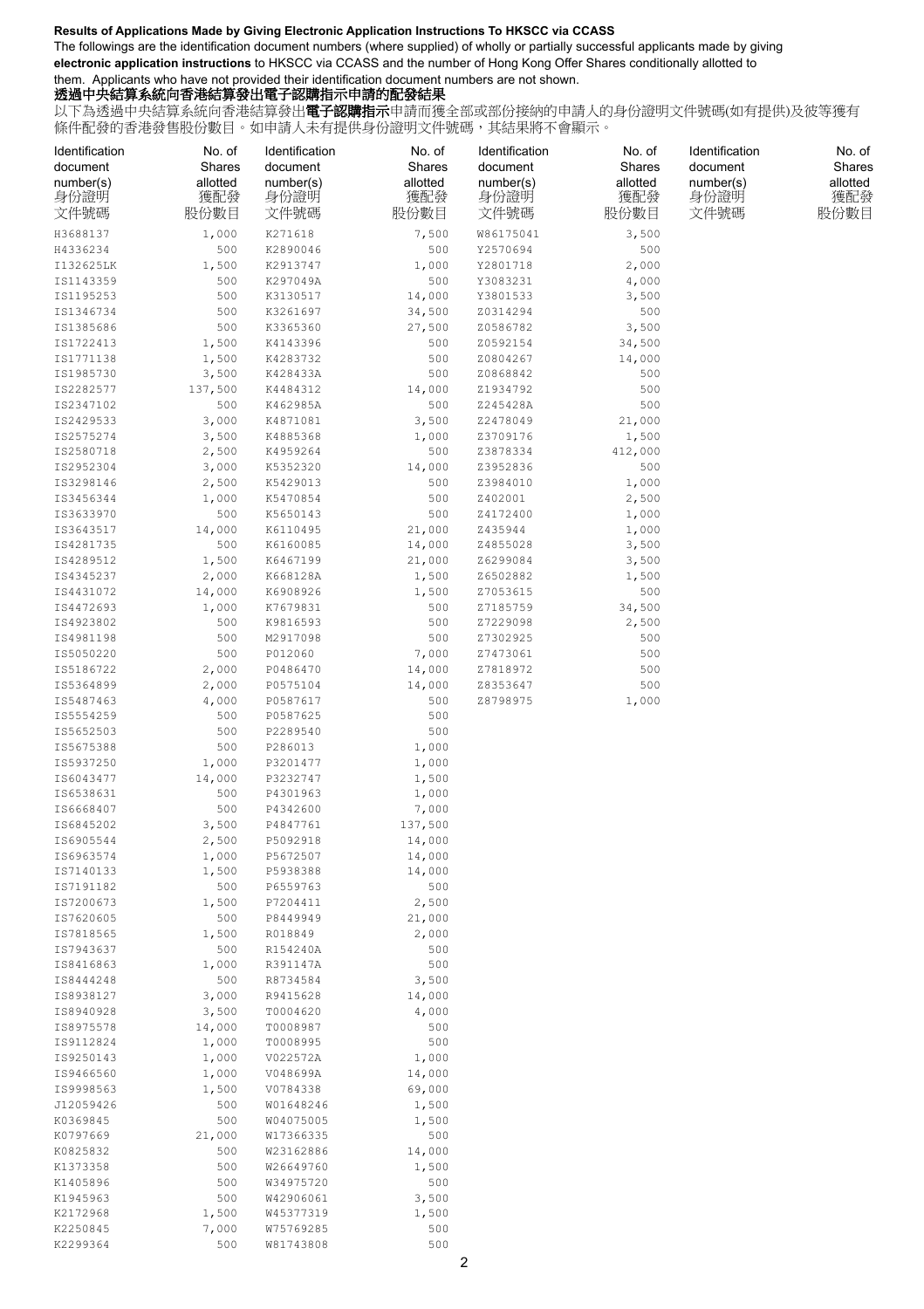**Results of Applications Made by Giving Electronic Application Instructions To HKSCC via CCASS**

The followings are the identification document numbers (where supplied) of wholly or partially successful applicants made by giving **electronic application instructions** to HKSCC via CCASS and the number of Hong Kong Offer Shares conditionally allotted to them. Applicants who have not provided their identification document numbers are not shown.

**透過中央結算系統向香港結算發出電子認購指示申請的配發結果**

以下為透過中央結算系統向香港結算發出**電子認購指示**申請而獲全部或部份接納的申請人的身份證明文件號碼(如有提供)及彼等獲有條件配發的香港發售股份數目。如申請人未有提供身份證明文件號碼，其結果將不會顯示。

| Identification document number(s) 身份證明文件號碼 | No. of Shares allotted 獲配發股份數目 | Identification document number(s) 身份證明文件號碼 | No. of Shares allotted 獲配發股份數目 | Identification document number(s) 身份證明文件號碼 | No. of Shares allotted 獲配發股份數目 | Identification document number(s) 身份證明文件號碼 | No. of Shares allotted 獲配發股份數目 |
|---|---|---|---|---|---|---|---|
| H3688137 | 1,000 | K271618 | 7,500 | W86175041 | 3,500 | | |
| H4336234 | 500 | K2890046 | 500 | Y2570694 | 500 | | |
| I132625LK | 1,500 | K2913747 | 1,000 | Y2801718 | 2,000 | | |
| IS1143359 | 500 | K297049A | 500 | Y3083231 | 4,000 | | |
| IS1195253 | 500 | K3130517 | 14,000 | Y3801533 | 3,500 | | |
| IS1346734 | 500 | K3261697 | 34,500 | Z0314294 | 500 | | |
| IS1385686 | 500 | K3365360 | 27,500 | Z0586782 | 3,500 | | |
| IS1722413 | 1,500 | K4143396 | 500 | Z0592154 | 34,500 | | |
| IS1771138 | 1,500 | K4283732 | 500 | Z0804267 | 14,000 | | |
| IS1985730 | 3,500 | K428433A | 500 | Z0868842 | 500 | | |
| IS2282577 | 137,500 | K4484312 | 14,000 | Z1934792 | 500 | | |
| IS2347102 | 500 | K462985A | 500 | Z245428A | 500 | | |
| IS2429533 | 3,000 | K4871081 | 3,500 | Z2478049 | 21,000 | | |
| IS2575274 | 3,500 | K4885368 | 1,000 | Z3709176 | 1,500 | | |
| IS2580718 | 2,500 | K4959264 | 500 | Z3878334 | 412,000 | | |
| IS2952304 | 3,000 | K5352320 | 14,000 | Z3952836 | 500 | | |
| IS3298146 | 2,500 | K5429013 | 500 | Z3984010 | 1,000 | | |
| IS3456344 | 1,000 | K5470854 | 500 | Z402001 | 2,500 | | |
| IS3633970 | 500 | K5650143 | 500 | Z4172400 | 1,000 | | |
| IS3643517 | 14,000 | K6110495 | 21,000 | Z435944 | 1,000 | | |
| IS4281735 | 500 | K6160085 | 14,000 | Z4855028 | 3,500 | | |
| IS4289512 | 1,500 | K6467199 | 21,000 | Z6299084 | 3,500 | | |
| IS4345237 | 2,000 | K668128A | 1,500 | Z6502882 | 1,500 | | |
| IS4431072 | 14,000 | K6908926 | 1,500 | Z7053615 | 500 | | |
| IS4472693 | 1,000 | K7679831 | 500 | Z7185759 | 34,500 | | |
| IS4923802 | 500 | K9816593 | 500 | Z7229098 | 2,500 | | |
| IS4981198 | 500 | M2917098 | 500 | Z7302925 | 500 | | |
| IS5050220 | 500 | P012060 | 7,000 | Z7473061 | 500 | | |
| IS5186722 | 2,000 | P0486470 | 14,000 | Z7818972 | 500 | | |
| IS5364899 | 2,000 | P0575104 | 14,000 | Z8353647 | 500 | | |
| IS5487463 | 4,000 | P0587617 | 500 | Z8798975 | 1,000 | | |
| IS5554259 | 500 | P0587625 | 500 | | | | |
| IS5652503 | 500 | P2289540 | 500 | | | | |
| IS5675388 | 500 | P286013 | 1,000 | | | | |
| IS5937250 | 1,000 | P3201477 | 1,000 | | | | |
| IS6043477 | 14,000 | P3232747 | 1,500 | | | | |
| IS6538631 | 500 | P4301963 | 1,000 | | | | |
| IS6668407 | 500 | P4342600 | 7,000 | | | | |
| IS6845202 | 3,500 | P4847761 | 137,500 | | | | |
| IS6905544 | 2,500 | P5092918 | 14,000 | | | | |
| IS6963574 | 1,000 | P5672507 | 14,000 | | | | |
| IS7140133 | 1,500 | P5938388 | 14,000 | | | | |
| IS7191182 | 500 | P6559763 | 500 | | | | |
| IS7200673 | 1,500 | P7204411 | 2,500 | | | | |
| IS7620605 | 500 | P8449949 | 21,000 | | | | |
| IS7818565 | 1,500 | R018849 | 2,000 | | | | |
| IS7943637 | 500 | R154240A | 500 | | | | |
| IS8416863 | 1,000 | R391147A | 500 | | | | |
| IS8444248 | 500 | R8734584 | 3,500 | | | | |
| IS8938127 | 3,000 | R9415628 | 14,000 | | | | |
| IS8940928 | 3,500 | T0004620 | 4,000 | | | | |
| IS8975578 | 14,000 | T0008987 | 500 | | | | |
| IS9112824 | 1,000 | T0008995 | 500 | | | | |
| IS9250143 | 1,000 | V022572A | 1,000 | | | | |
| IS9466560 | 1,000 | V048699A | 14,000 | | | | |
| IS9998563 | 1,500 | V0784338 | 69,000 | | | | |
| J12059426 | 500 | W01648246 | 1,500 | | | | |
| K0369845 | 500 | W04075005 | 1,500 | | | | |
| K0797669 | 21,000 | W17366335 | 500 | | | | |
| K0825832 | 500 | W23162886 | 14,000 | | | | |
| K1373358 | 500 | W26649760 | 1,500 | | | | |
| K1405896 | 500 | W34975720 | 500 | | | | |
| K1945963 | 500 | W42906061 | 3,500 | | | | |
| K2172968 | 1,500 | W45377319 | 1,500 | | | | |
| K2250845 | 7,000 | W75769285 | 500 | | | | |
| K2299364 | 500 | W81743808 | 500 | | | | |